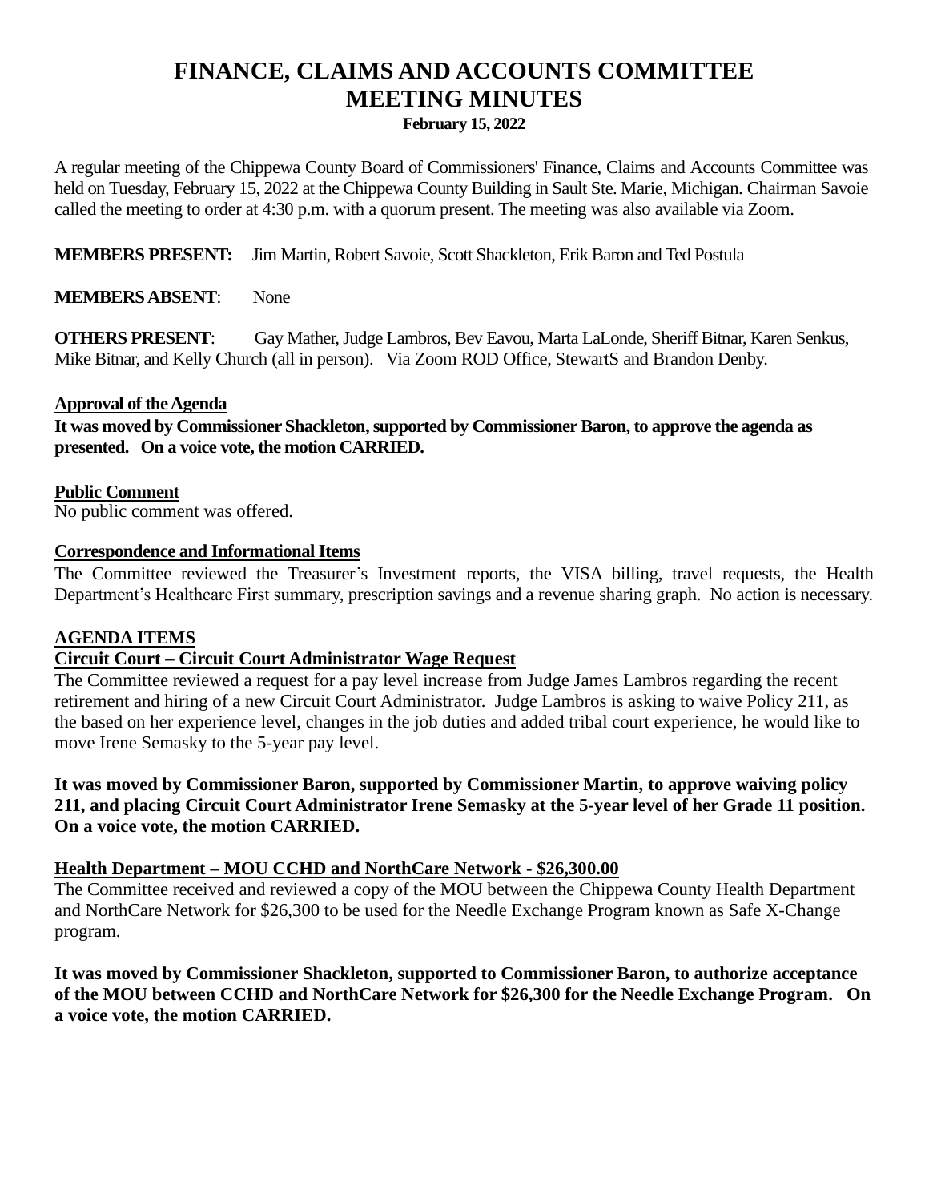# FINANCE, CLAIMS AND ACCOUNTS COMMITTEE
# MEETING MINUTES

**February 15, 2022**

A regular meeting of the Chippewa County Board of Commissioners' Finance, Claims and Accounts Committee was held on Tuesday, February 15, 2022 at the Chippewa County Building in Sault Ste. Marie, Michigan. Chairman Savoie called the meeting to order at 4:30 p.m. with a quorum present. The meeting was also available via Zoom.

**MEMBERS PRESENT:** Jim Martin, Robert Savoie, Scott Shackleton, Erik Baron and Ted Postula

**MEMBERS ABSENT**: None

**OTHERS PRESENT**: Gay Mather, Judge Lambros, Bev Eavou, Marta LaLonde, Sheriff Bitnar, Karen Senkus, Mike Bitnar, and Kelly Church (all in person). Via Zoom ROD Office, StewartS and Brandon Denby.

**Approval of the Agenda**

**It was moved by Commissioner Shackleton, supported by Commissioner Baron, to approve the agenda as presented. On a voice vote, the motion CARRIED.**

**Public Comment**

No public comment was offered.

**Correspondence and Informational Items**

The Committee reviewed the Treasurer's Investment reports, the VISA billing, travel requests, the Health Department's Healthcare First summary, prescription savings and a revenue sharing graph. No action is necessary.

**AGENDA ITEMS**

**Circuit Court – Circuit Court Administrator Wage Request**

The Committee reviewed a request for a pay level increase from Judge James Lambros regarding the recent retirement and hiring of a new Circuit Court Administrator. Judge Lambros is asking to waive Policy 211, as the based on her experience level, changes in the job duties and added tribal court experience, he would like to move Irene Semasky to the 5-year pay level.

**It was moved by Commissioner Baron, supported by Commissioner Martin, to approve waiving policy 211, and placing Circuit Court Administrator Irene Semasky at the 5-year level of her Grade 11 position. On a voice vote, the motion CARRIED.**

**Health Department – MOU CCHD and NorthCare Network - $26,300.00**

The Committee received and reviewed a copy of the MOU between the Chippewa County Health Department and NorthCare Network for $26,300 to be used for the Needle Exchange Program known as Safe X-Change program.

**It was moved by Commissioner Shackleton, supported to Commissioner Baron, to authorize acceptance of the MOU between CCHD and NorthCare Network for $26,300 for the Needle Exchange Program. On a voice vote, the motion CARRIED.**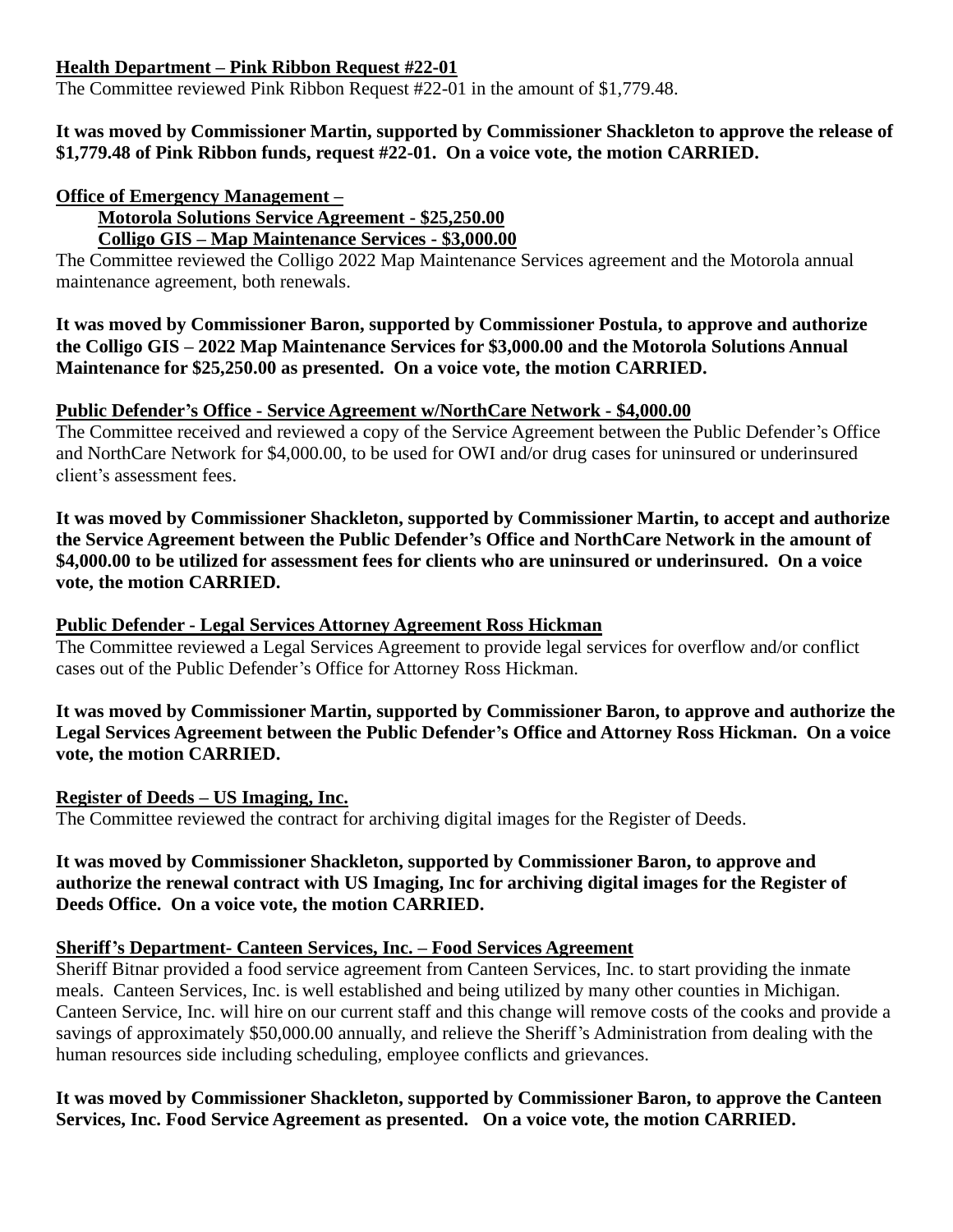**<u>Health Department – Pink Ribbon Request #22-01</u>**

The Committee reviewed Pink Ribbon Request #22-01 in the amount of $1,779.48.

**It was moved by Commissioner Martin, supported by Commissioner Shackleton to approve the release of $1,779.48 of Pink Ribbon funds, request #22-01. On a voice vote, the motion CARRIED.**

**<u>Office of Emergency Management –</u>**

**<u>Motorola Solutions Service Agreement - $25,250.00</u>**

**<u>Colligo GIS – Map Maintenance Services - $3,000.00</u>**

The Committee reviewed the Colligo 2022 Map Maintenance Services agreement and the Motorola annual maintenance agreement, both renewals.

**It was moved by Commissioner Baron, supported by Commissioner Postula, to approve and authorize the Colligo GIS – 2022 Map Maintenance Services for $3,000.00 and the Motorola Solutions Annual Maintenance for $25,250.00 as presented. On a voice vote, the motion CARRIED.**

**<u>Public Defender's Office - Service Agreement w/NorthCare Network - $4,000.00</u>**

The Committee received and reviewed a copy of the Service Agreement between the Public Defender's Office and NorthCare Network for $4,000.00, to be used for OWI and/or drug cases for uninsured or underinsured client's assessment fees.

**It was moved by Commissioner Shackleton, supported by Commissioner Martin, to accept and authorize the Service Agreement between the Public Defender's Office and NorthCare Network in the amount of $4,000.00 to be utilized for assessment fees for clients who are uninsured or underinsured. On a voice vote, the motion CARRIED.**

**<u>Public Defender - Legal Services Attorney Agreement Ross Hickman</u>**

The Committee reviewed a Legal Services Agreement to provide legal services for overflow and/or conflict cases out of the Public Defender's Office for Attorney Ross Hickman.

**It was moved by Commissioner Martin, supported by Commissioner Baron, to approve and authorize the Legal Services Agreement between the Public Defender's Office and Attorney Ross Hickman. On a voice vote, the motion CARRIED.**

**<u>Register of Deeds – US Imaging, Inc.</u>**

The Committee reviewed the contract for archiving digital images for the Register of Deeds.

**It was moved by Commissioner Shackleton, supported by Commissioner Baron, to approve and authorize the renewal contract with US Imaging, Inc for archiving digital images for the Register of Deeds Office. On a voice vote, the motion CARRIED.**

**<u>Sheriff's Department- Canteen Services, Inc. – Food Services Agreement</u>**

Sheriff Bitnar provided a food service agreement from Canteen Services, Inc. to start providing the inmate meals. Canteen Services, Inc. is well established and being utilized by many other counties in Michigan. Canteen Service, Inc. will hire on our current staff and this change will remove costs of the cooks and provide a savings of approximately $50,000.00 annually, and relieve the Sheriff's Administration from dealing with the human resources side including scheduling, employee conflicts and grievances.

**It was moved by Commissioner Shackleton, supported by Commissioner Baron, to approve the Canteen Services, Inc. Food Service Agreement as presented. On a voice vote, the motion CARRIED.**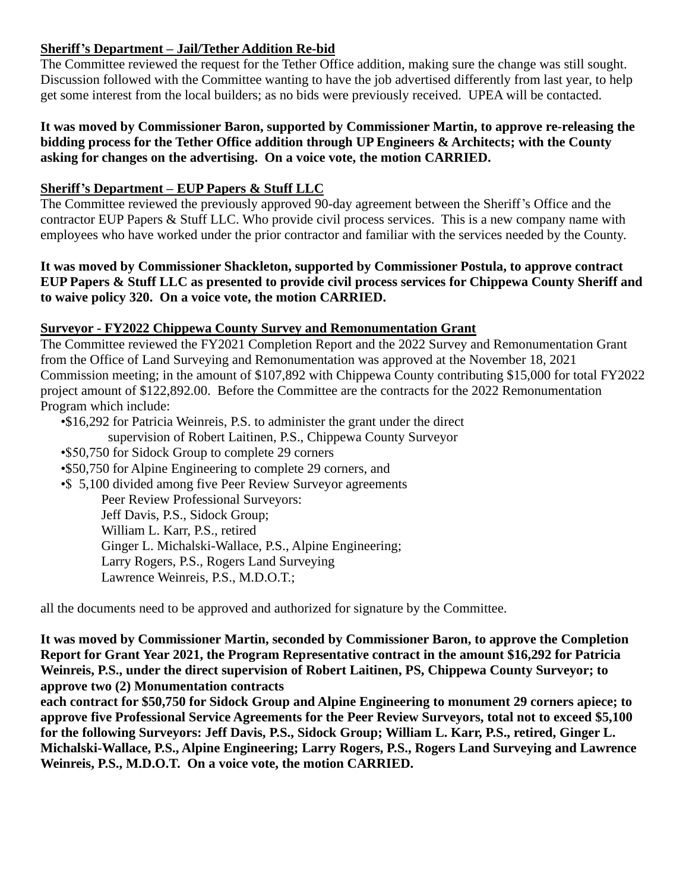**Sheriff's Department – Jail/Tether Addition Re-bid**

The Committee reviewed the request for the Tether Office addition, making sure the change was still sought. Discussion followed with the Committee wanting to have the job advertised differently from last year, to help get some interest from the local builders; as no bids were previously received. UPEA will be contacted.

**It was moved by Commissioner Baron, supported by Commissioner Martin, to approve re-releasing the bidding process for the Tether Office addition through UP Engineers & Architects; with the County asking for changes on the advertising. On a voice vote, the motion CARRIED.**

**Sheriff's Department – EUP Papers & Stuff LLC**

The Committee reviewed the previously approved 90-day agreement between the Sheriff's Office and the contractor EUP Papers & Stuff LLC. Who provide civil process services. This is a new company name with employees who have worked under the prior contractor and familiar with the services needed by the County.

**It was moved by Commissioner Shackleton, supported by Commissioner Postula, to approve contract EUP Papers & Stuff LLC as presented to provide civil process services for Chippewa County Sheriff and to waive policy 320. On a voice vote, the motion CARRIED.**

**Surveyor - FY2022 Chippewa County Survey and Remonumentation Grant**

The Committee reviewed the FY2021 Completion Report and the 2022 Survey and Remonumentation Grant from the Office of Land Surveying and Remonumentation was approved at the November 18, 2021 Commission meeting; in the amount of $107,892 with Chippewa County contributing $15,000 for total FY2022 project amount of $122,892.00. Before the Committee are the contracts for the 2022 Remonumentation Program which include:

- $16,292 for Patricia Weinreis, P.S. to administer the grant under the direct supervision of Robert Laitinen, P.S., Chippewa County Surveyor
- $50,750 for Sidock Group to complete 29 corners
- $50,750 for Alpine Engineering to complete 29 corners, and
- $ 5,100 divided among five Peer Review Surveyor agreements
  - Peer Review Professional Surveyors:
  - Jeff Davis, P.S., Sidock Group;
  - William L. Karr, P.S., retired
  - Ginger L. Michalski-Wallace, P.S., Alpine Engineering;
  - Larry Rogers, P.S., Rogers Land Surveying
  - Lawrence Weinreis, P.S., M.D.O.T.;

all the documents need to be approved and authorized for signature by the Committee.

**It was moved by Commissioner Martin, seconded by Commissioner Baron, to approve the Completion Report for Grant Year 2021, the Program Representative contract in the amount $16,292 for Patricia Weinreis, P.S., under the direct supervision of Robert Laitinen, PS, Chippewa County Surveyor; to approve two (2) Monumentation contracts each contract for $50,750 for Sidock Group and Alpine Engineering to monument 29 corners apiece; to approve five Professional Service Agreements for the Peer Review Surveyors, total not to exceed $5,100 for the following Surveyors: Jeff Davis, P.S., Sidock Group; William L. Karr, P.S., retired, Ginger L. Michalski-Wallace, P.S., Alpine Engineering; Larry Rogers, P.S., Rogers Land Surveying and Lawrence Weinreis, P.S., M.D.O.T. On a voice vote, the motion CARRIED.**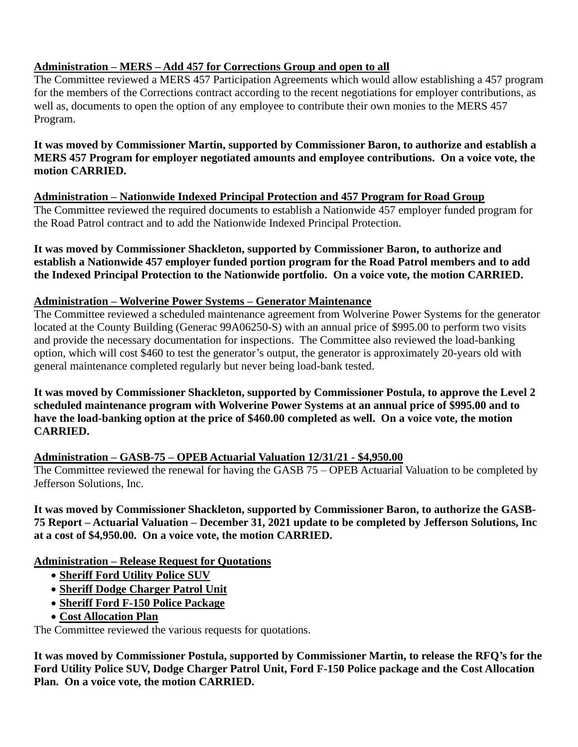**Administration – MERS – Add 457 for Corrections Group and open to all**

The Committee reviewed a MERS 457 Participation Agreements which would allow establishing a 457 program for the members of the Corrections contract according to the recent negotiations for employer contributions, as well as, documents to open the option of any employee to contribute their own monies to the MERS 457 Program.

**It was moved by Commissioner Martin, supported by Commissioner Baron, to authorize and establish a MERS 457 Program for employer negotiated amounts and employee contributions. On a voice vote, the motion CARRIED.**

**Administration – Nationwide Indexed Principal Protection and 457 Program for Road Group**

The Committee reviewed the required documents to establish a Nationwide 457 employer funded program for the Road Patrol contract and to add the Nationwide Indexed Principal Protection.

**It was moved by Commissioner Shackleton, supported by Commissioner Baron, to authorize and establish a Nationwide 457 employer funded portion program for the Road Patrol members and to add the Indexed Principal Protection to the Nationwide portfolio. On a voice vote, the motion CARRIED.**

**Administration – Wolverine Power Systems – Generator Maintenance**

The Committee reviewed a scheduled maintenance agreement from Wolverine Power Systems for the generator located at the County Building (Generac 99A06250-S) with an annual price of $995.00 to perform two visits and provide the necessary documentation for inspections. The Committee also reviewed the load-banking option, which will cost $460 to test the generator's output, the generator is approximately 20-years old with general maintenance completed regularly but never being load-bank tested.

**It was moved by Commissioner Shackleton, supported by Commissioner Postula, to approve the Level 2 scheduled maintenance program with Wolverine Power Systems at an annual price of $995.00 and to have the load-banking option at the price of $460.00 completed as well. On a voice vote, the motion CARRIED.**

**Administration – GASB-75 – OPEB Actuarial Valuation 12/31/21 - $4,950.00**

The Committee reviewed the renewal for having the GASB 75 – OPEB Actuarial Valuation to be completed by Jefferson Solutions, Inc.

**It was moved by Commissioner Shackleton, supported by Commissioner Baron, to authorize the GASB-75 Report – Actuarial Valuation – December 31, 2021 update to be completed by Jefferson Solutions, Inc at a cost of $4,950.00. On a voice vote, the motion CARRIED.**

**Administration – Release Request for Quotations**

- **Sheriff Ford Utility Police SUV**
- **Sheriff Dodge Charger Patrol Unit**
- **Sheriff Ford F-150 Police Package**
- **Cost Allocation Plan**

The Committee reviewed the various requests for quotations.

**It was moved by Commissioner Postula, supported by Commissioner Martin, to release the RFQ's for the Ford Utility Police SUV, Dodge Charger Patrol Unit, Ford F-150 Police package and the Cost Allocation Plan. On a voice vote, the motion CARRIED.**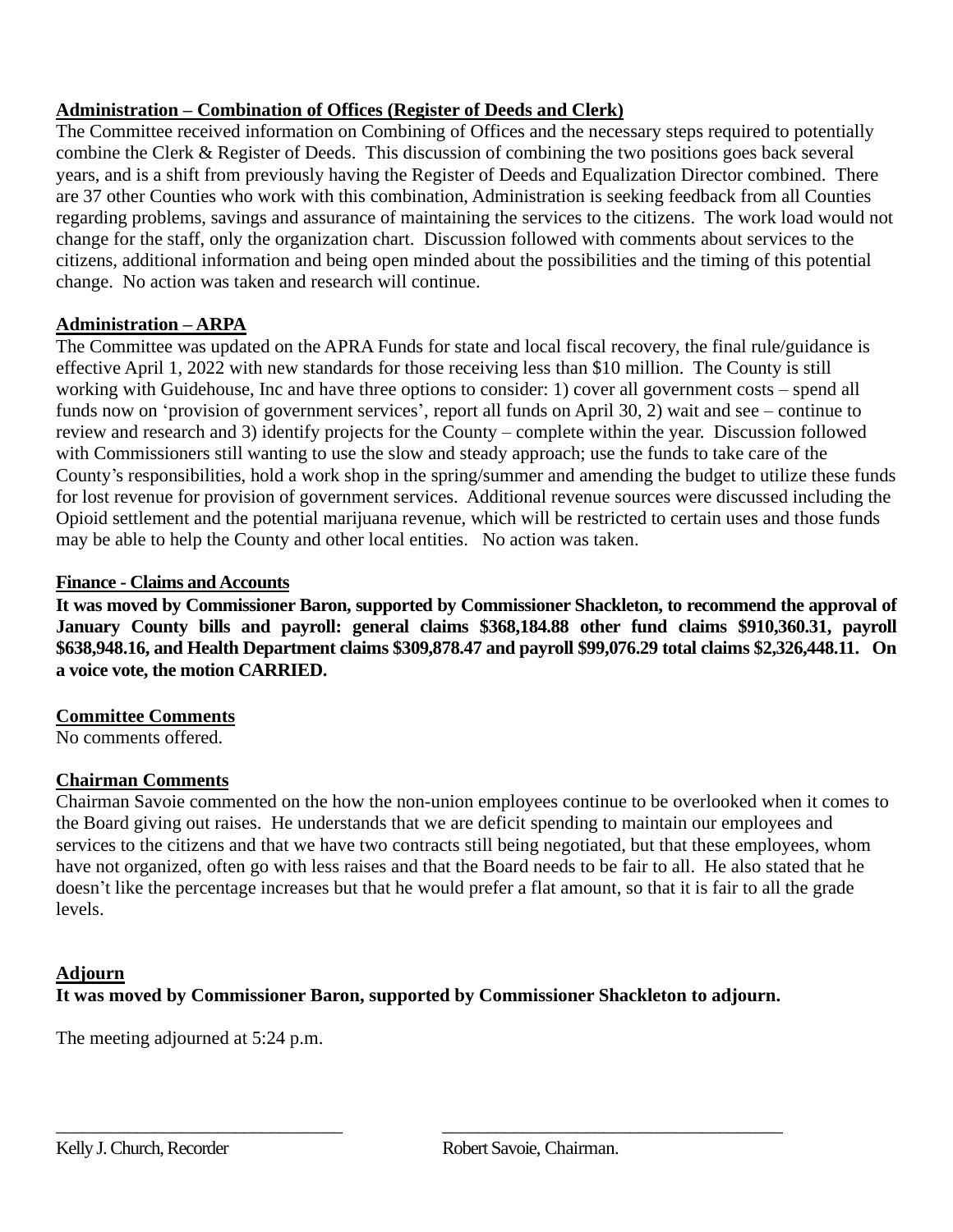**<u>Administration – Combination of Offices (Register of Deeds and Clerk)</u>**

The Committee received information on Combining of Offices and the necessary steps required to potentially combine the Clerk & Register of Deeds. This discussion of combining the two positions goes back several years, and is a shift from previously having the Register of Deeds and Equalization Director combined. There are 37 other Counties who work with this combination, Administration is seeking feedback from all Counties regarding problems, savings and assurance of maintaining the services to the citizens. The work load would not change for the staff, only the organization chart. Discussion followed with comments about services to the citizens, additional information and being open minded about the possibilities and the timing of this potential change. No action was taken and research will continue.

**<u>Administration – ARPA</u>**

The Committee was updated on the APRA Funds for state and local fiscal recovery, the final rule/guidance is effective April 1, 2022 with new standards for those receiving less than $10 million. The County is still working with Guidehouse, Inc and have three options to consider: 1) cover all government costs – spend all funds now on 'provision of government services', report all funds on April 30, 2) wait and see – continue to review and research and 3) identify projects for the County – complete within the year. Discussion followed with Commissioners still wanting to use the slow and steady approach; use the funds to take care of the County's responsibilities, hold a work shop in the spring/summer and amending the budget to utilize these funds for lost revenue for provision of government services. Additional revenue sources were discussed including the Opioid settlement and the potential marijuana revenue, which will be restricted to certain uses and those funds may be able to help the County and other local entities. No action was taken.

**<u>Finance - Claims and Accounts</u>**

**It was moved by Commissioner Baron, supported by Commissioner Shackleton, to recommend the approval of January County bills and payroll: general claims $368,184.88 other fund claims $910,360.31, payroll $638,948.16, and Health Department claims $309,878.47 and payroll $99,076.29 total claims $2,326,448.11. On a voice vote, the motion CARRIED.**

**<u>Committee Comments</u>**

No comments offered.

**<u>Chairman Comments</u>**

Chairman Savoie commented on the how the non-union employees continue to be overlooked when it comes to the Board giving out raises. He understands that we are deficit spending to maintain our employees and services to the citizens and that we have two contracts still being negotiated, but that these employees, whom have not organized, often go with less raises and that the Board needs to be fair to all. He also stated that he doesn't like the percentage increases but that he would prefer a flat amount, so that it is fair to all the grade levels.

**<u>Adjourn</u>**

**It was moved by Commissioner Baron, supported by Commissioner Shackleton to adjourn.**

The meeting adjourned at 5:24 p.m.

\_\_\_\_\_\_\_\_\_\_\_\_\_\_\_\_\_\_\_\_\_\_\_\_\_\_\_\_\_\_\_\_
Kelly J. Church, Recorder

\_\_\_\_\_\_\_\_\_\_\_\_\_\_\_\_\_\_\_\_\_\_\_\_\_\_\_\_\_\_\_\_
Robert Savoie, Chairman.